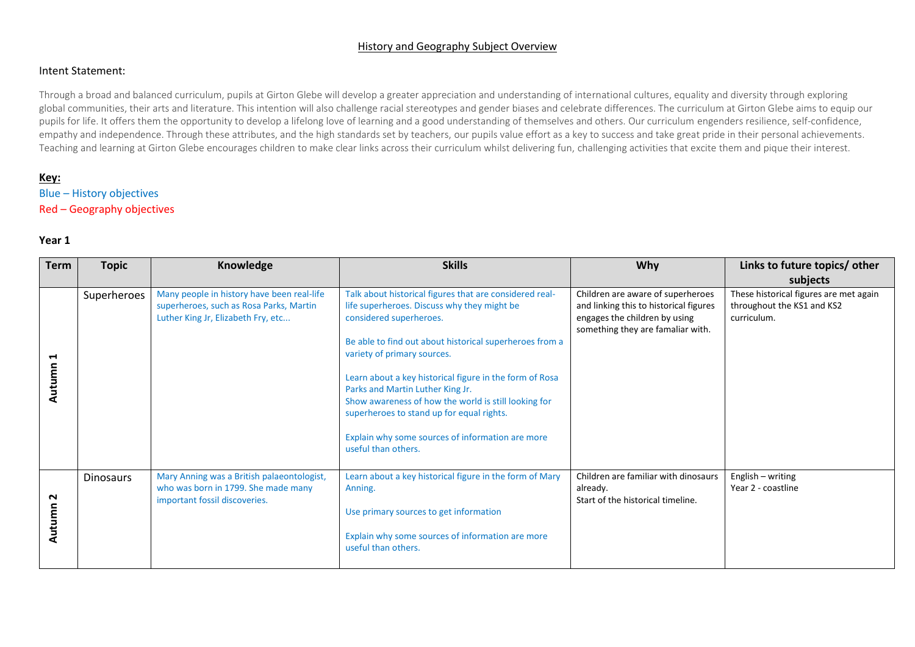# History and Geography Subject Overview

## Intent Statement:

Through a broad and balanced curriculum, pupils at Girton Glebe will develop a greater appreciation and understanding of international cultures, equality and diversity through exploring global communities, their arts and literature. This intention will also challenge racial stereotypes and gender biases and celebrate differences. The curriculum at Girton Glebe aims to equip our pupils for life. It offers them the opportunity to develop a lifelong love of learning and a good understanding of themselves and others. Our curriculum engenders resilience, self-confidence, empathy and independence. Through these attributes, and the high standards set by teachers, our pupils value effort as a key to success and take great pride in their personal achievements. Teaching and learning at Girton Glebe encourages children to make clear links across their curriculum whilst delivering fun, challenging activities that excite them and pique their interest.

**Key:**

Blue – History objectives

Red – Geography objectives

### Year 1

| Term | Topic | Knowledge | Skills | Why | Links to future topics/ other subjects |
|---|---|---|---|---|---|
| Autumn 1 | Superheroes | Many people in history have been real-life superheroes, such as Rosa Parks, Martin Luther King Jr, Elizabeth Fry, etc... | Talk about historical figures that are considered real-life superheroes. Discuss why they might be considered superheroes.<br><br>Be able to find out about historical superheroes from a variety of primary sources.<br><br>Learn about a key historical figure in the form of Rosa Parks and Martin Luther King Jr.<br>Show awareness of how the world is still looking for superheroes to stand up for equal rights.<br><br>Explain why some sources of information are more useful than others. | Children are aware of superheroes and linking this to historical figures engages the children by using something they are famaliar with. | These historical figures are met again throughout the KS1 and KS2 curriculum. |
| Autumn 2 | Dinosaurs | Mary Anning was a British palaeontologist, who was born in 1799. She made many important fossil discoveries. | Learn about a key historical figure in the form of Mary Anning.<br><br>Use primary sources to get information<br><br>Explain why some sources of information are more useful than others. | Children are familiar with dinosaurs already.<br>Start of the historical timeline. | English – writing<br>Year 2 - coastline |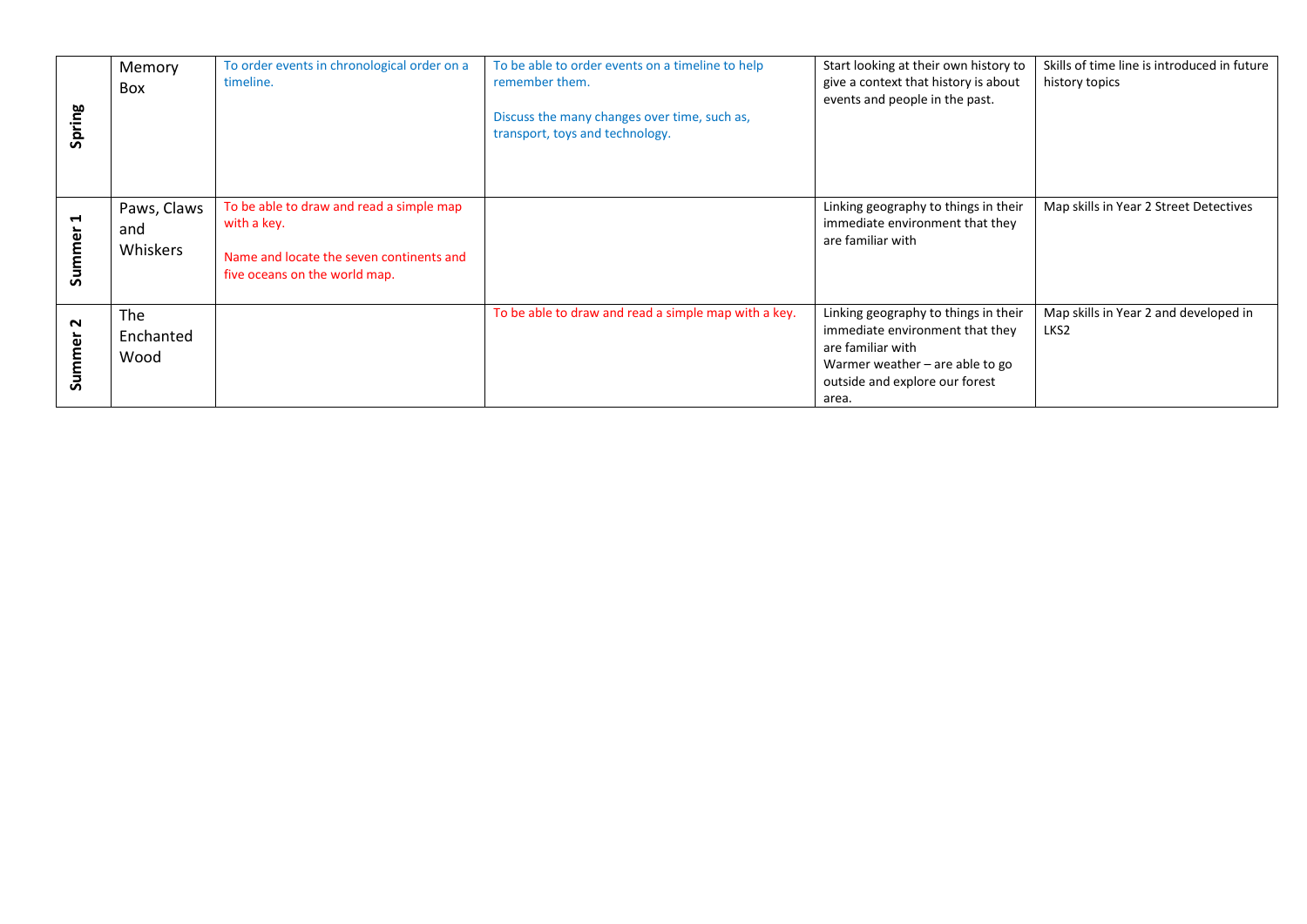| | | | | | |
|---|---|---|---|---|---|
| **Spring** | Memory Box | To order events in chronological order on a timeline. | To be able to order events on a timeline to help remember them.<br><br>Discuss the many changes over time, such as, transport, toys and technology. | Start looking at their own history to give a context that history is about events and people in the past. | Skills of time line is introduced in future history topics |
| **Summer 1** | Paws, Claws and Whiskers | To be able to draw and read a simple map with a key.<br><br>Name and locate the seven continents and five oceans on the world map. | | Linking geography to things in their immediate environment that they are familiar with | Map skills in Year 2 Street Detectives |
| **Summer 2** | The Enchanted Wood | | To be able to draw and read a simple map with a key. | Linking geography to things in their immediate environment that they are familiar with<br>Warmer weather – are able to go outside and explore our forest area. | Map skills in Year 2 and developed in LKS2 |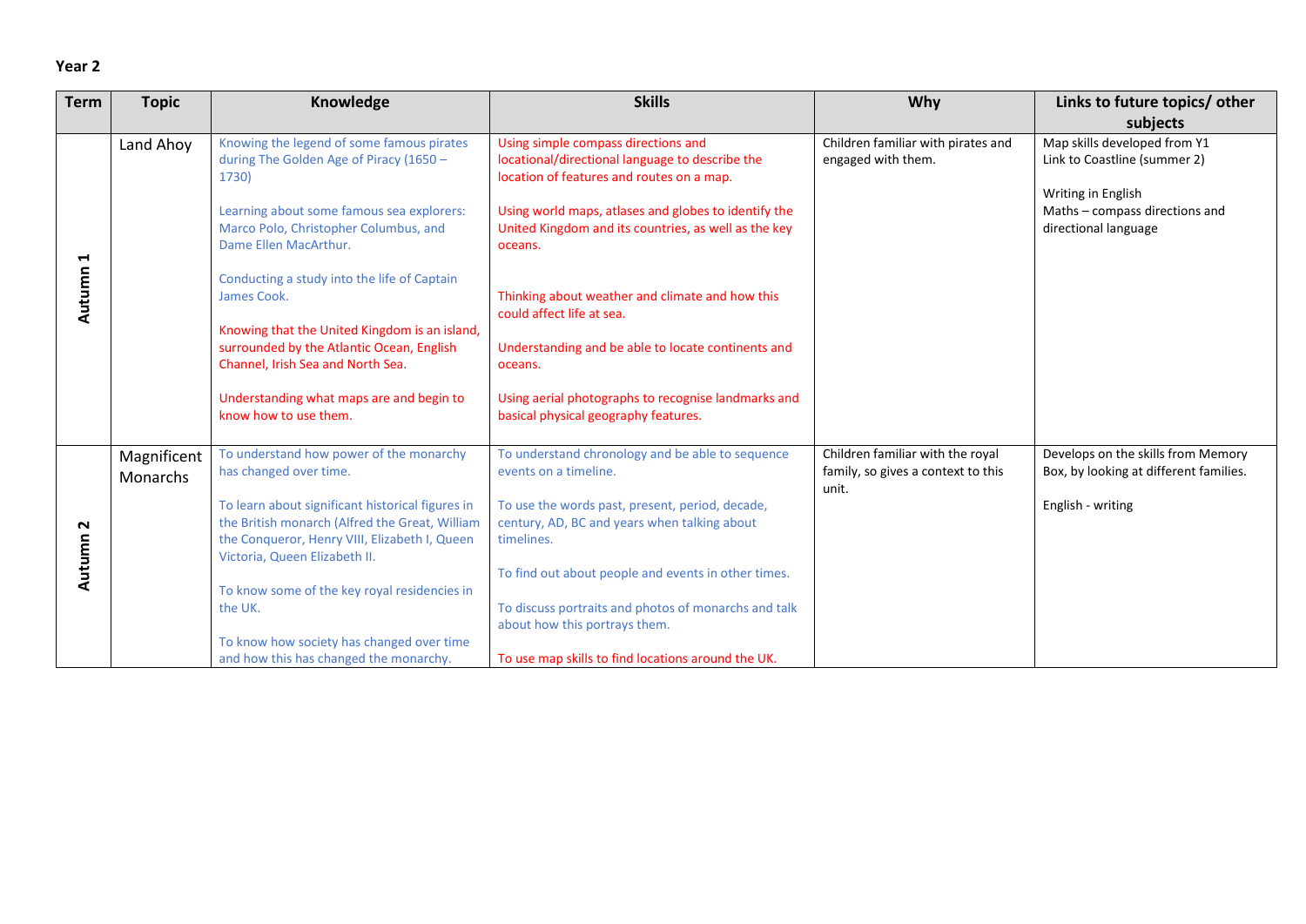**Year 2**

| Term | Topic | Knowledge | Skills | Why | Links to future topics/ other subjects |
|---|---|---|---|---|---|
| Autumn 1 | Land Ahoy | Knowing the legend of some famous pirates during The Golden Age of Piracy (1650 – 1730)<br><br>Learning about some famous sea explorers: Marco Polo, Christopher Columbus, and Dame Ellen MacArthur.<br><br>Conducting a study into the life of Captain James Cook.<br><br>Knowing that the United Kingdom is an island, surrounded by the Atlantic Ocean, English Channel, Irish Sea and North Sea.<br><br>Understanding what maps are and begin to know how to use them. | Using simple compass directions and locational/directional language to describe the location of features and routes on a map.<br><br>Using world maps, atlases and globes to identify the United Kingdom and its countries, as well as the key oceans.<br><br>Thinking about weather and climate and how this could affect life at sea.<br><br>Understanding and be able to locate continents and oceans.<br><br>Using aerial photographs to recognise landmarks and basical physical geography features. | Children familiar with pirates and engaged with them. | Map skills developed from Y1<br>Link to Coastline (summer 2)<br><br>Writing in English<br>Maths – compass directions and directional language |
| Autumn 2 | Magnificent Monarchs | To understand how power of the monarchy has changed over time.<br><br>To learn about significant historical figures in the British monarch (Alfred the Great, William the Conqueror, Henry VIII, Elizabeth I, Queen Victoria, Queen Elizabeth II.<br><br>To know some of the key royal residencies in the UK.<br><br>To know how society has changed over time and how this has changed the monarchy. | To understand chronology and be able to sequence events on a timeline.<br><br>To use the words past, present, period, decade, century, AD, BC and years when talking about timelines.<br><br>To find out about people and events in other times.<br><br>To discuss portraits and photos of monarchs and talk about how this portrays them.<br><br>To use map skills to find locations around the UK. | Children familiar with the royal family, so gives a context to this unit. | Develops on the skills from Memory Box, by looking at different families.<br><br>English - writing |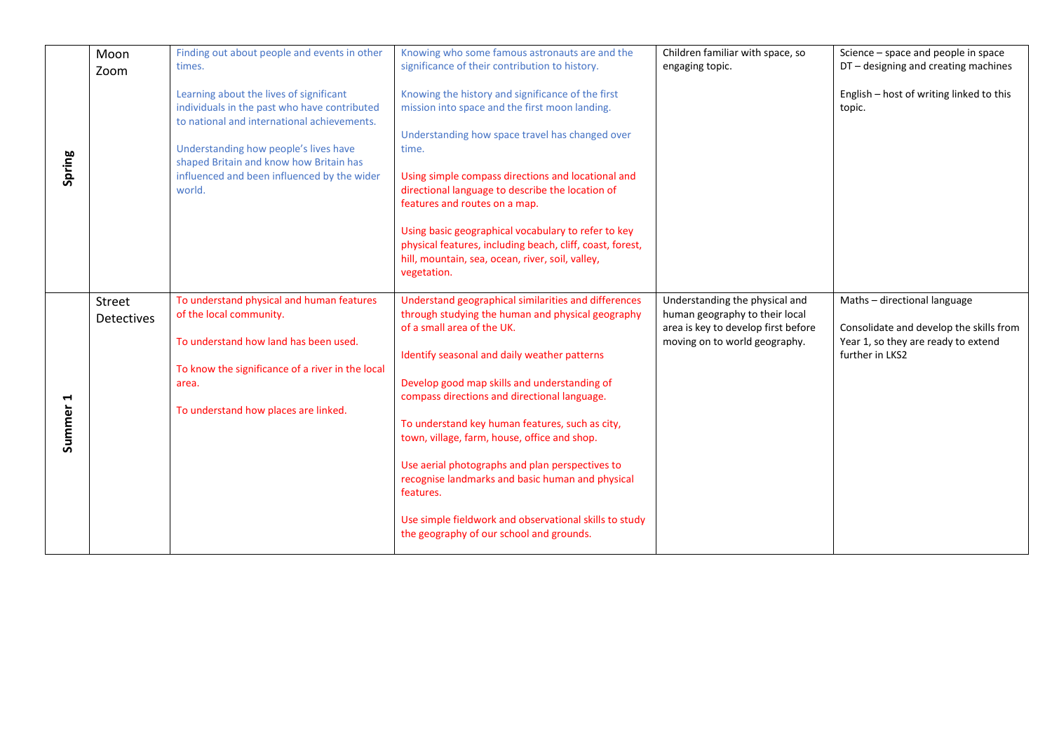| Spring | Moon Zoom | Finding out about people and events in other times.<br><br>Learning about the lives of significant individuals in the past who have contributed to national and international achievements.<br><br>Understanding how people's lives have shaped Britain and know how Britain has influenced and been influenced by the wider world. | Knowing who some famous astronauts are and the significance of their contribution to history.<br><br>Knowing the history and significance of the first mission into space and the first moon landing.<br><br>Understanding how space travel has changed over time.<br><br>Using simple compass directions and locational and directional language to describe the location of features and routes on a map.<br><br>Using basic geographical vocabulary to refer to key physical features, including beach, cliff, coast, forest, hill, mountain, sea, ocean, river, soil, valley, vegetation. | Children familiar with space, so engaging topic. | Science – space and people in space<br>DT – designing and creating machines<br><br>English – host of writing linked to this topic. |
|---|---|---|---|---|---|
| Summer 1 | Street Detectives | To understand physical and human features of the local community.<br><br>To understand how land has been used.<br><br>To know the significance of a river in the local area.<br><br>To understand how places are linked. | Understand geographical similarities and differences through studying the human and physical geography of a small area of the UK.<br><br>Identify seasonal and daily weather patterns<br><br>Develop good map skills and understanding of compass directions and directional language.<br><br>To understand key human features, such as city, town, village, farm, house, office and shop.<br><br>Use aerial photographs and plan perspectives to recognise landmarks and basic human and physical features.<br><br>Use simple fieldwork and observational skills to study the geography of our school and grounds. | Understanding the physical and human geography to their local area is key to develop first before moving on to world geography. | Maths – directional language<br><br>Consolidate and develop the skills from Year 1, so they are ready to extend further in LKS2 |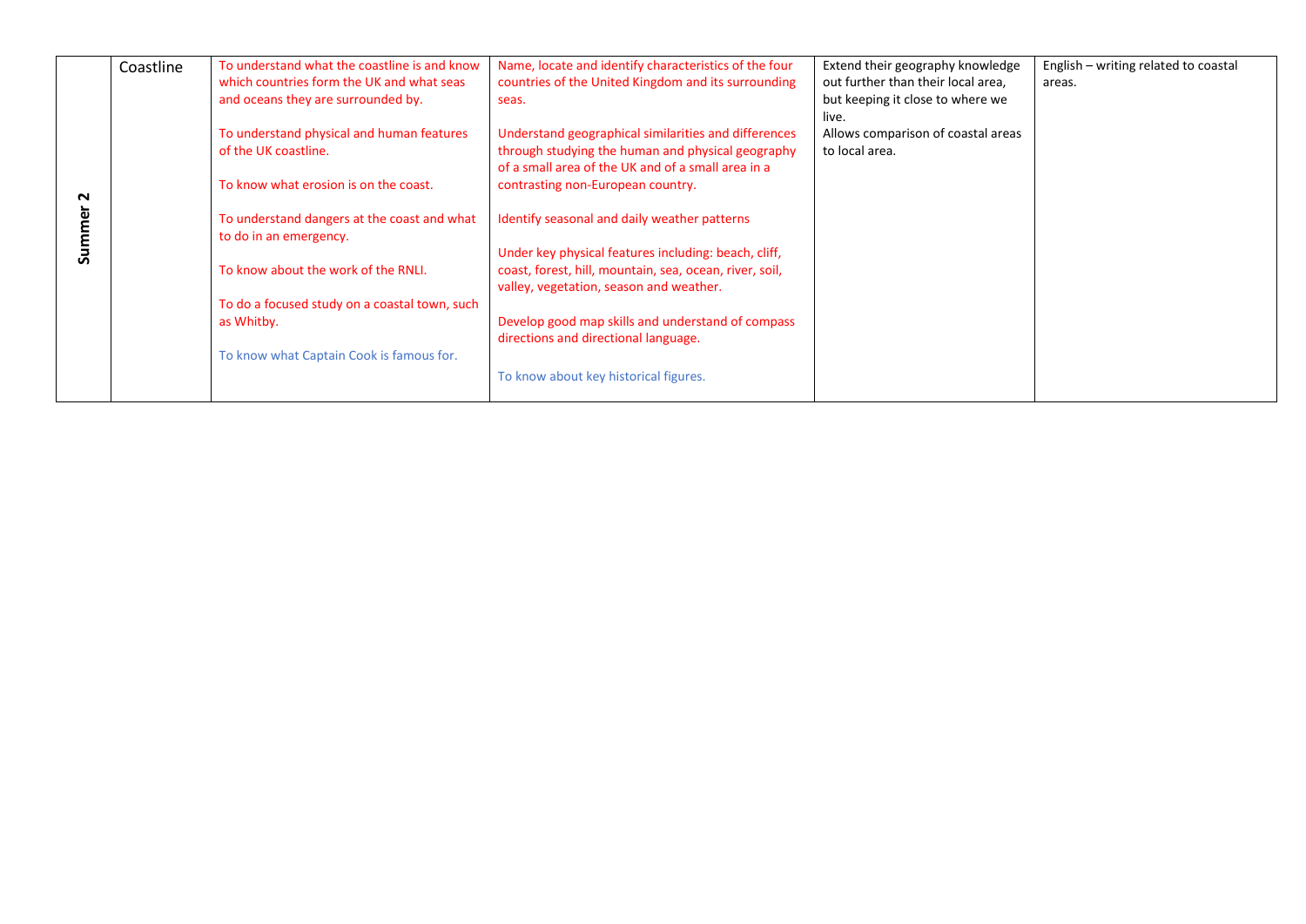| Summer 2 | Coastline | To understand what the coastline is and know which countries form the UK and what seas and oceans they are surrounded by.<br><br>To understand physical and human features of the UK coastline.<br><br>To know what erosion is on the coast.<br><br>To understand dangers at the coast and what to do in an emergency.<br><br>To know about the work of the RNLI.<br><br>To do a focused study on a coastal town, such as Whitby.<br><br>To know what Captain Cook is famous for. | Name, locate and identify characteristics of the four countries of the United Kingdom and its surrounding seas.<br><br>Understand geographical similarities and differences through studying the human and physical geography of a small area of the UK and of a small area in a contrasting non-European country.<br><br>Identify seasonal and daily weather patterns<br><br>Under key physical features including: beach, cliff, coast, forest, hill, mountain, sea, ocean, river, soil, valley, vegetation, season and weather.<br><br>Develop good map skills and understand of compass directions and directional language.<br><br>To know about key historical figures. | Extend their geography knowledge out further than their local area, but keeping it close to where we live.<br>Allows comparison of coastal areas to local area. | English – writing related to coastal areas. |
|---|---|---|---|---|---|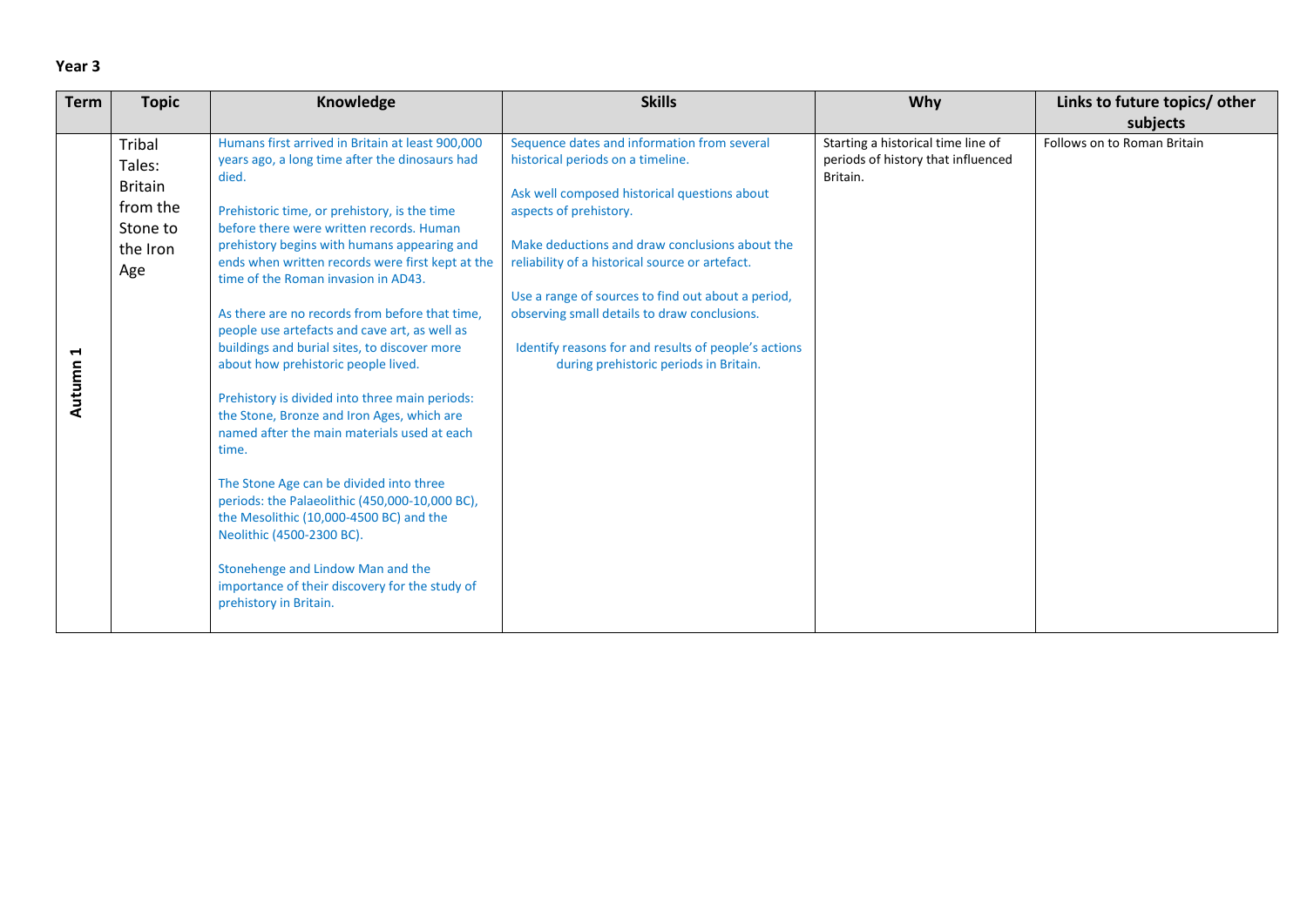**Year 3**

| Term | Topic | Knowledge | Skills | Why | Links to future topics/ other subjects |
|---|---|---|---|---|---|
| Autumn 1 | Tribal Tales: Britain from the Stone to the Iron Age | Humans first arrived in Britain at least 900,000 years ago, a long time after the dinosaurs had died.<br><br>Prehistoric time, or prehistory, is the time before there were written records. Human prehistory begins with humans appearing and ends when written records were first kept at the time of the Roman invasion in AD43.<br><br>As there are no records from before that time, people use artefacts and cave art, as well as buildings and burial sites, to discover more about how prehistoric people lived.<br><br>Prehistory is divided into three main periods: the Stone, Bronze and Iron Ages, which are named after the main materials used at each time.<br><br>The Stone Age can be divided into three periods: the Palaeolithic (450,000-10,000 BC), the Mesolithic (10,000-4500 BC) and the Neolithic (4500-2300 BC).<br><br>Stonehenge and Lindow Man and the importance of their discovery for the study of prehistory in Britain. | Sequence dates and information from several historical periods on a timeline.<br><br>Ask well composed historical questions about aspects of prehistory.<br><br>Make deductions and draw conclusions about the reliability of a historical source or artefact.<br><br>Use a range of sources to find out about a period, observing small details to draw conclusions.<br><br>Identify reasons for and results of people's actions during prehistoric periods in Britain. | Starting a historical time line of periods of history that influenced Britain. | Follows on to Roman Britain |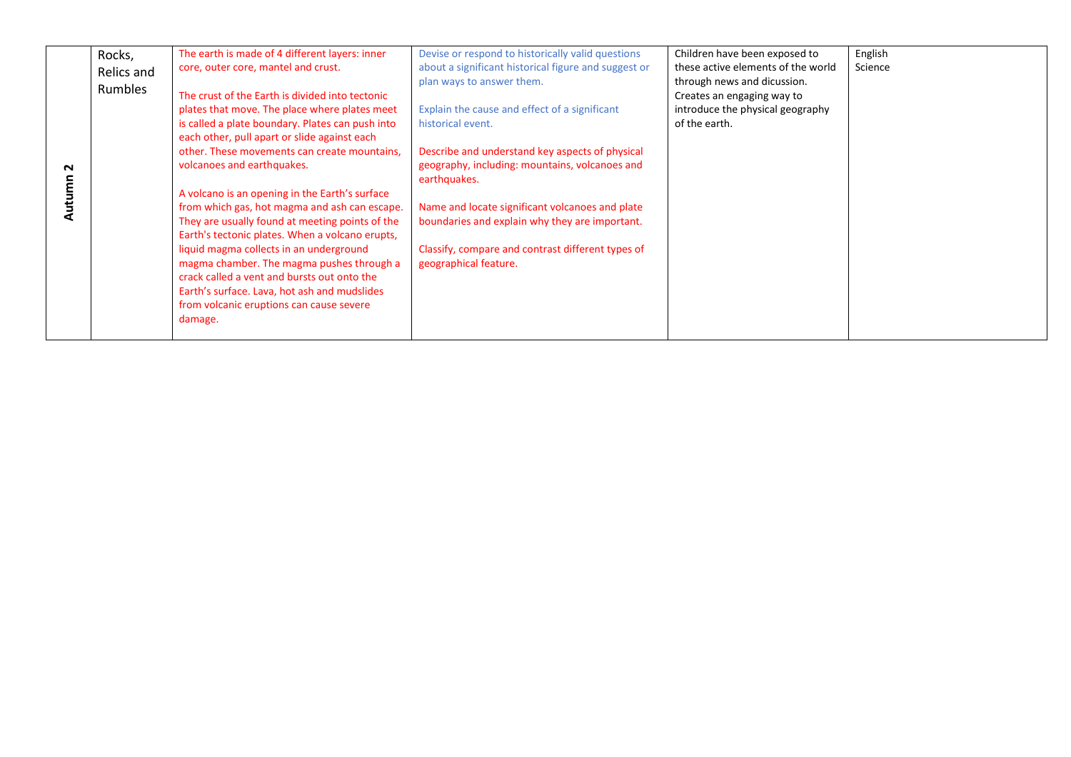| Autumn 2 | Rocks, Relics and Rumbles | The earth is made of 4 different layers: inner core, outer core, mantel and crust.<br><br>The crust of the Earth is divided into tectonic plates that move. The place where plates meet is called a plate boundary. Plates can push into each other, pull apart or slide against each other. These movements can create mountains, volcanoes and earthquakes.<br><br>A volcano is an opening in the Earth's surface from which gas, hot magma and ash can escape. They are usually found at meeting points of the Earth's tectonic plates. When a volcano erupts, liquid magma collects in an underground magma chamber. The magma pushes through a crack called a vent and bursts out onto the Earth's surface. Lava, hot ash and mudslides from volcanic eruptions can cause severe damage. | Devise or respond to historically valid questions about a significant historical figure and suggest or plan ways to answer them.<br><br>Explain the cause and effect of a significant historical event.<br><br>Describe and understand key aspects of physical geography, including: mountains, volcanoes and earthquakes.<br><br>Name and locate significant volcanoes and plate boundaries and explain why they are important.<br><br>Classify, compare and contrast different types of geographical feature. | Children have been exposed to these active elements of the world through news and dicussion. Creates an engaging way to introduce the physical geography of the earth. | English<br>Science |
|---|---|---|---|---|---|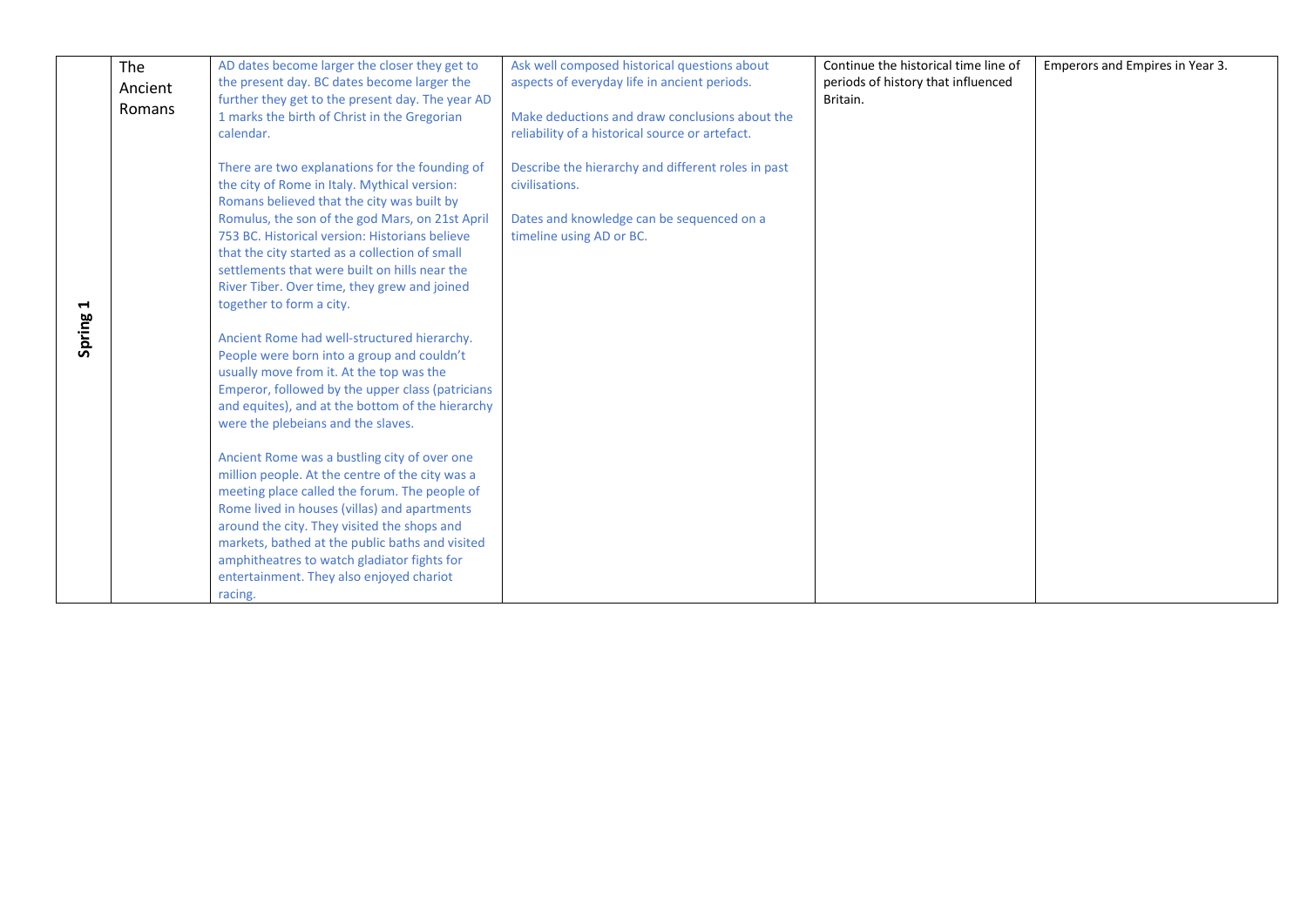| | | | | | |
|---|---|---|---|---|---|
| Spring 1 | The Ancient Romans | AD dates become larger the closer they get to the present day. BC dates become larger the further they get to the present day. The year AD 1 marks the birth of Christ in the Gregorian calendar.<br><br>There are two explanations for the founding of the city of Rome in Italy. Mythical version: Romans believed that the city was built by Romulus, the son of the god Mars, on 21st April 753 BC. Historical version: Historians believe that the city started as a collection of small settlements that were built on hills near the River Tiber. Over time, they grew and joined together to form a city.<br><br>Ancient Rome had well-structured hierarchy. People were born into a group and couldn't usually move from it. At the top was the Emperor, followed by the upper class (patricians and equites), and at the bottom of the hierarchy were the plebeians and the slaves.<br><br>Ancient Rome was a bustling city of over one million people. At the centre of the city was a meeting place called the forum. The people of Rome lived in houses (villas) and apartments around the city. They visited the shops and markets, bathed at the public baths and visited amphitheatres to watch gladiator fights for entertainment. They also enjoyed chariot racing. | Ask well composed historical questions about aspects of everyday life in ancient periods.<br><br>Make deductions and draw conclusions about the reliability of a historical source or artefact.<br><br>Describe the hierarchy and different roles in past civilisations.<br><br>Dates and knowledge can be sequenced on a timeline using AD or BC. | Continue the historical time line of periods of history that influenced Britain. | Emperors and Empires in Year 3. |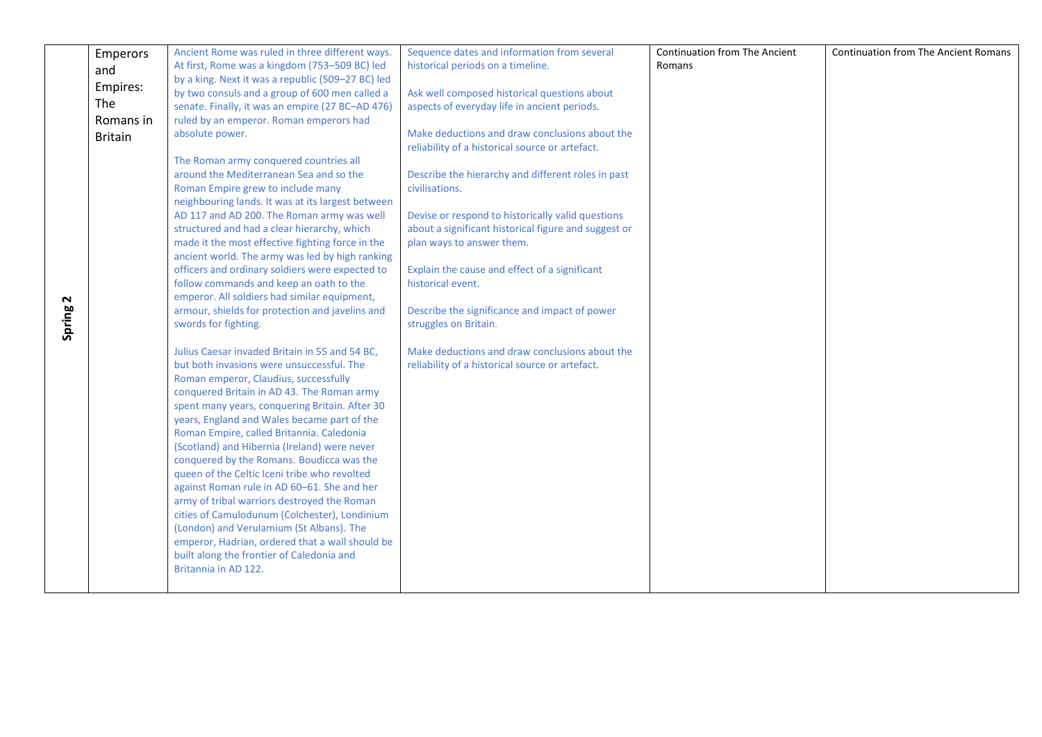| | | | | | |
|---|---|---|---|---|---|
| **Spring 2** | Emperors and Empires: The Romans in Britain | Ancient Rome was ruled in three different ways. At first, Rome was a kingdom (753–509 BC) led by a king. Next it was a republic (509–27 BC) led by two consuls and a group of 600 men called a senate. Finally, it was an empire (27 BC–AD 476) ruled by an emperor. Roman emperors had absolute power.<br><br>The Roman army conquered countries all around the Mediterranean Sea and so the Roman Empire grew to include many neighbouring lands. It was at its largest between AD 117 and AD 200. The Roman army was well structured and had a clear hierarchy, which made it the most effective fighting force in the ancient world. The army was led by high ranking officers and ordinary soldiers were expected to follow commands and keep an oath to the emperor. All soldiers had similar equipment, armour, shields for protection and javelins and swords for fighting.<br><br>Julius Caesar invaded Britain in 55 and 54 BC, but both invasions were unsuccessful. The Roman emperor, Claudius, successfully conquered Britain in AD 43. The Roman army spent many years, conquering Britain. After 30 years, England and Wales became part of the Roman Empire, called Britannia. Caledonia (Scotland) and Hibernia (Ireland) were never conquered by the Romans. Boudicca was the queen of the Celtic Iceni tribe who revolted against Roman rule in AD 60–61. She and her army of tribal warriors destroyed the Roman cities of Camulodunum (Colchester), Londinium (London) and Verulamium (St Albans). The emperor, Hadrian, ordered that a wall should be built along the frontier of Caledonia and Britannia in AD 122. | Sequence dates and information from several historical periods on a timeline.<br><br>Ask well composed historical questions about aspects of everyday life in ancient periods.<br><br>Make deductions and draw conclusions about the reliability of a historical source or artefact.<br><br>Describe the hierarchy and different roles in past civilisations.<br><br>Devise or respond to historically valid questions about a significant historical figure and suggest or plan ways to answer them.<br><br>Explain the cause and effect of a significant historical event.<br><br>Describe the significance and impact of power struggles on Britain.<br><br>Make deductions and draw conclusions about the reliability of a historical source or artefact. | Continuation from The Ancient Romans | Continuation from The Ancient Romans |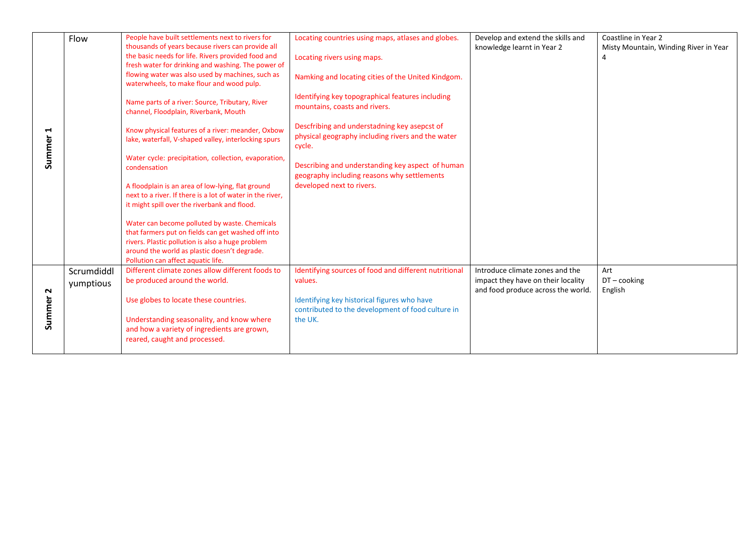| | | | | | |
|---|---|---|---|---|---|
| **Summer 1** | Flow | People have built settlements next to rivers for thousands of years because rivers can provide all the basic needs for life. Rivers provided food and fresh water for drinking and washing. The power of flowing water was also used by machines, such as waterwheels, to make flour and wood pulp.<br><br>Name parts of a river: Source, Tributary, River channel, Floodplain, Riverbank, Mouth<br><br>Know physical features of a river: meander, Oxbow lake, waterfall, V-shaped valley, interlocking spurs<br><br>Water cycle: precipitation, collection, evaporation, condensation<br><br>A floodplain is an area of low-lying, flat ground next to a river. If there is a lot of water in the river, it might spill over the riverbank and flood.<br><br>Water can become polluted by waste. Chemicals that farmers put on fields can get washed off into rivers. Plastic pollution is also a huge problem around the world as plastic doesn't degrade. Pollution can affect aquatic life. | Locating countries using maps, atlases and globes.<br><br>Locating rivers using maps.<br><br>Namking and locating cities of the United Kindgom.<br><br>Identifying key topographical features including mountains, coasts and rivers.<br><br>Descfribing and understadning key asepcst of physical geography including rivers and the water cycle.<br><br>Describing and understanding key aspect of human geography including reasons why settlements developed next to rivers. | Develop and extend the skills and knowledge learnt in Year 2 | Coastline in Year 2<br>Misty Mountain, Winding River in Year 4 |
| **Summer 2** | Scrumdiddlyumptious | Different climate zones allow different foods to be produced around the world.<br><br>Use globes to locate these countries.<br><br>Understanding seasonality, and know where and how a variety of ingredients are grown, reared, caught and processed. | Identifying sources of food and different nutritional values.<br><br>Identifying key historical figures who have contributed to the development of food culture in the UK. | Introduce climate zones and the impact they have on their locality and food produce across the world. | Art<br>DT – cooking<br>English |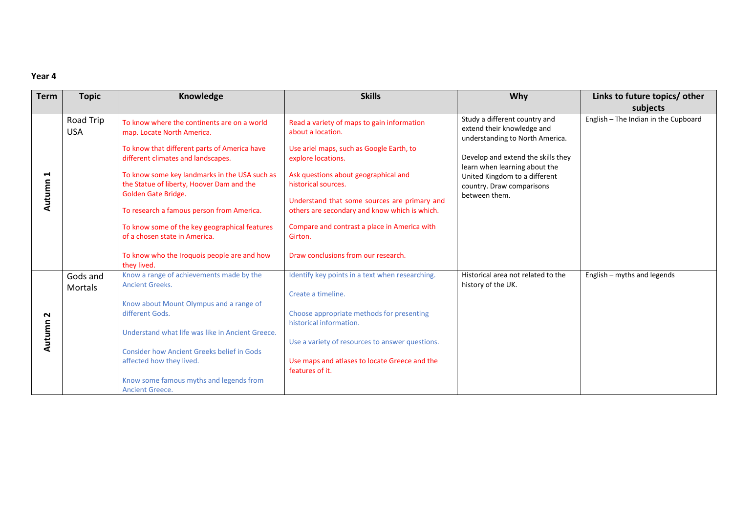**Year 4**

| Term | Topic | Knowledge | Skills | Why | Links to future topics/ other subjects |
|---|---|---|---|---|---|
| Autumn 1 | Road Trip USA | To know where the continents are on a world map. Locate North America.<br><br>To know that different parts of America have different climates and landscapes.<br><br>To know some key landmarks in the USA such as the Statue of liberty, Hoover Dam and the Golden Gate Bridge.<br><br>To research a famous person from America.<br><br>To know some of the key geographical features of a chosen state in America.<br><br>To know who the Iroquois people are and how they lived. | Read a variety of maps to gain information about a location.<br><br>Use ariel maps, such as Google Earth, to explore locations.<br><br>Ask questions about geographical and historical sources.<br><br>Understand that some sources are primary and others are secondary and know which is which.<br><br>Compare and contrast a place in America with Girton.<br><br>Draw conclusions from our research. | Study a different country and extend their knowledge and understanding to North America.<br><br>Develop and extend the skills they learn when learning about the United Kingdom to a different country. Draw comparisons between them. | English – The Indian in the Cupboard |
| Autumn 2 | Gods and Mortals | Know a range of achievements made by the Ancient Greeks.<br><br>Know about Mount Olympus and a range of different Gods.<br><br>Understand what life was like in Ancient Greece.<br><br>Consider how Ancient Greeks belief in Gods affected how they lived.<br><br>Know some famous myths and legends from Ancient Greece. | Identify key points in a text when researching.<br><br>Create a timeline.<br><br>Choose appropriate methods for presenting historical information.<br><br>Use a variety of resources to answer questions.<br><br>Use maps and atlases to locate Greece and the features of it. | Historical area not related to the history of the UK. | English – myths and legends |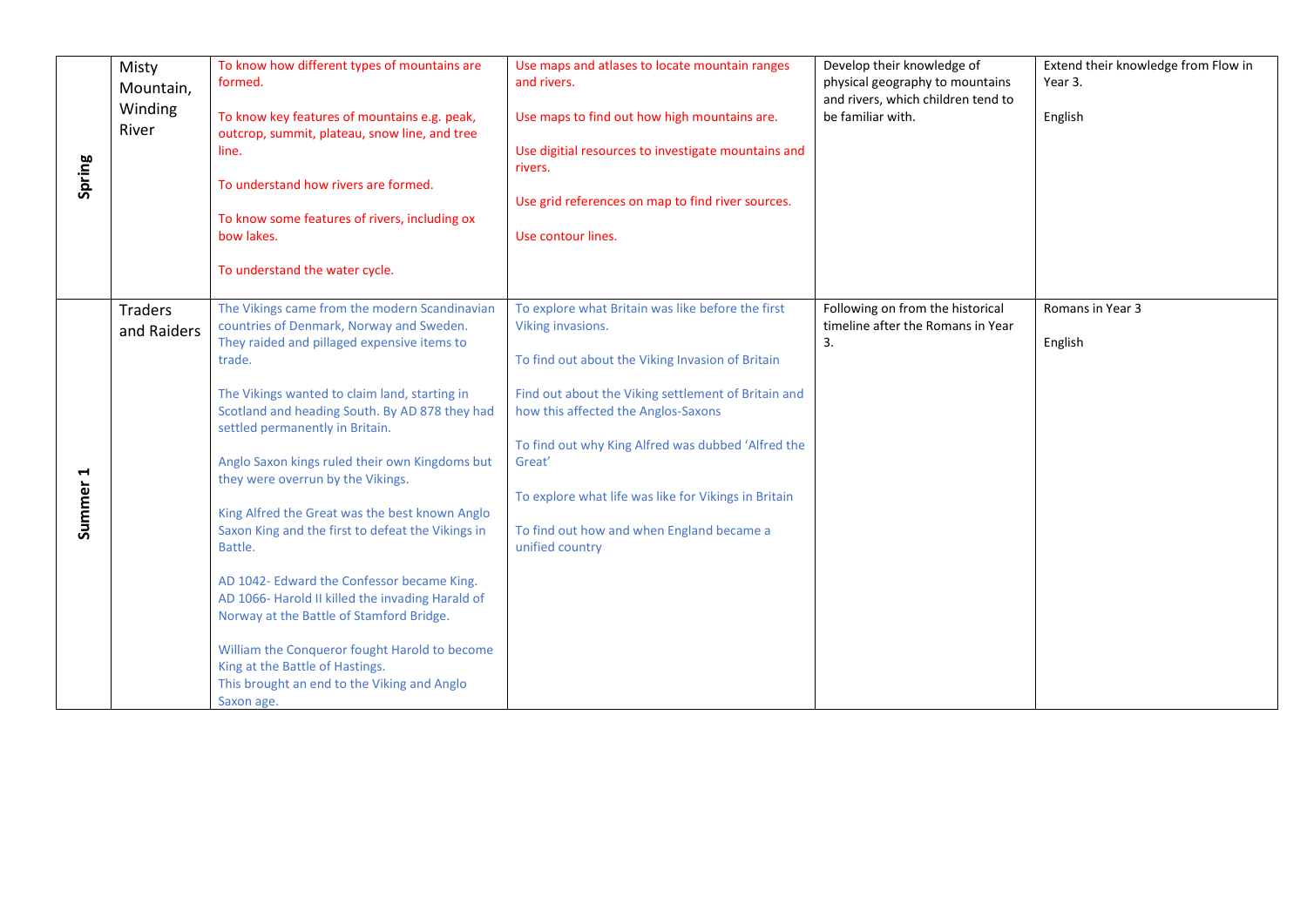| | | | | | |
|---|---|---|---|---|---|
| **Spring** | Misty Mountain, Winding River | To know how different types of mountains are formed.<br><br>To know key features of mountains e.g. peak, outcrop, summit, plateau, snow line, and tree line.<br><br>To understand how rivers are formed.<br><br>To know some features of rivers, including ox bow lakes.<br><br>To understand the water cycle. | Use maps and atlases to locate mountain ranges and rivers.<br><br>Use maps to find out how high mountains are.<br><br>Use digitial resources to investigate mountains and rivers.<br><br>Use grid references on map to find river sources.<br><br>Use contour lines. | Develop their knowledge of physical geography to mountains and rivers, which children tend to be familiar with. | Extend their knowledge from Flow in Year 3.<br><br>English |
| **Summer 1** | Traders and Raiders | The Vikings came from the modern Scandinavian countries of Denmark, Norway and Sweden. They raided and pillaged expensive items to trade.<br><br>The Vikings wanted to claim land, starting in Scotland and heading South. By AD 878 they had settled permanently in Britain.<br><br>Anglo Saxon kings ruled their own Kingdoms but they were overrun by the Vikings.<br><br>King Alfred the Great was the best known Anglo Saxon King and the first to defeat the Vikings in Battle.<br><br>AD 1042- Edward the Confessor became King.<br>AD 1066- Harold II killed the invading Harald of Norway at the Battle of Stamford Bridge.<br><br>William the Conqueror fought Harold to become King at the Battle of Hastings.<br>This brought an end to the Viking and Anglo Saxon age. | To explore what Britain was like before the first Viking invasions.<br><br>To find out about the Viking Invasion of Britain<br><br>Find out about the Viking settlement of Britain and how this affected the Anglos-Saxons<br><br>To find out why King Alfred was dubbed 'Alfred the Great'<br><br>To explore what life was like for Vikings in Britain<br><br>To find out how and when England became a unified country | Following on from the historical timeline after the Romans in Year 3. | Romans in Year 3<br><br>English |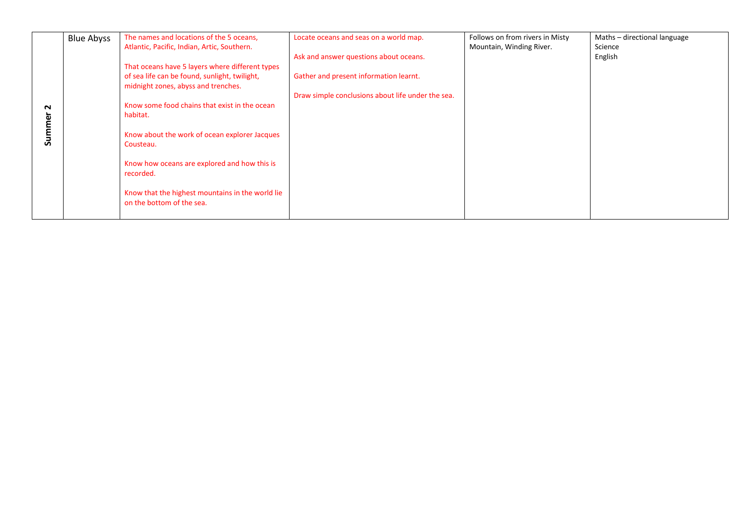| | | | | | |
|---|---|---|---|---|---|
| Summer 2 | Blue Abyss | The names and locations of the 5 oceans, Atlantic, Pacific, Indian, Artic, Southern.<br><br>That oceans have 5 layers where different types of sea life can be found, sunlight, twilight, midnight zones, abyss and trenches.<br><br>Know some food chains that exist in the ocean habitat.<br><br>Know about the work of ocean explorer Jacques Cousteau.<br><br>Know how oceans are explored and how this is recorded.<br><br>Know that the highest mountains in the world lie on the bottom of the sea. | Locate oceans and seas on a world map.<br><br>Ask and answer questions about oceans.<br><br>Gather and present information learnt.<br><br>Draw simple conclusions about life under the sea. | Follows on from rivers in Misty Mountain, Winding River. | Maths – directional language<br>Science<br>English |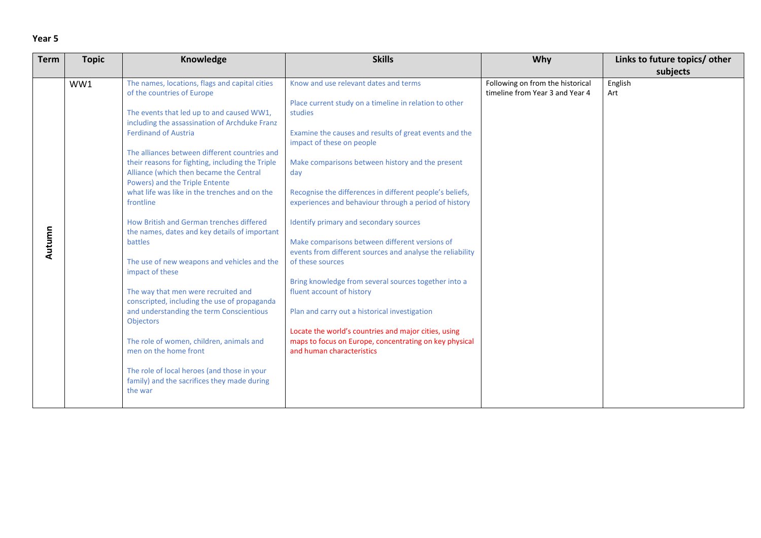**Year 5**

| Term | Topic | Knowledge | Skills | Why | Links to future topics/ other subjects |
|---|---|---|---|---|---|
| Autumn | WW1 | The names, locations, flags and capital cities of the countries of Europe<br><br>The events that led up to and caused WW1, including the assassination of Archduke Franz Ferdinand of Austria<br><br>The alliances between different countries and their reasons for fighting, including the Triple Alliance (which then became the Central Powers) and the Triple Entente<br>what life was like in the trenches and on the frontline<br><br>How British and German trenches differed<br>the names, dates and key details of important battles<br><br>The use of new weapons and vehicles and the impact of these<br><br>The way that men were recruited and conscripted, including the use of propaganda and understanding the term Conscientious Objectors<br><br>The role of women, children, animals and men on the home front<br><br>The role of local heroes (and those in your family) and the sacrifices they made during the war | Know and use relevant dates and terms<br><br>Place current study on a timeline in relation to other studies<br><br>Examine the causes and results of great events and the impact of these on people<br><br>Make comparisons between history and the present day<br><br>Recognise the differences in different people's beliefs, experiences and behaviour through a period of history<br><br>Identify primary and secondary sources<br><br>Make comparisons between different versions of events from different sources and analyse the reliability of these sources<br><br>Bring knowledge from several sources together into a fluent account of history<br><br>Plan and carry out a historical investigation<br><br>Locate the world's countries and major cities, using maps to focus on Europe, concentrating on key physical and human characteristics | Following on from the historical timeline from Year 3 and Year 4 | English<br>Art |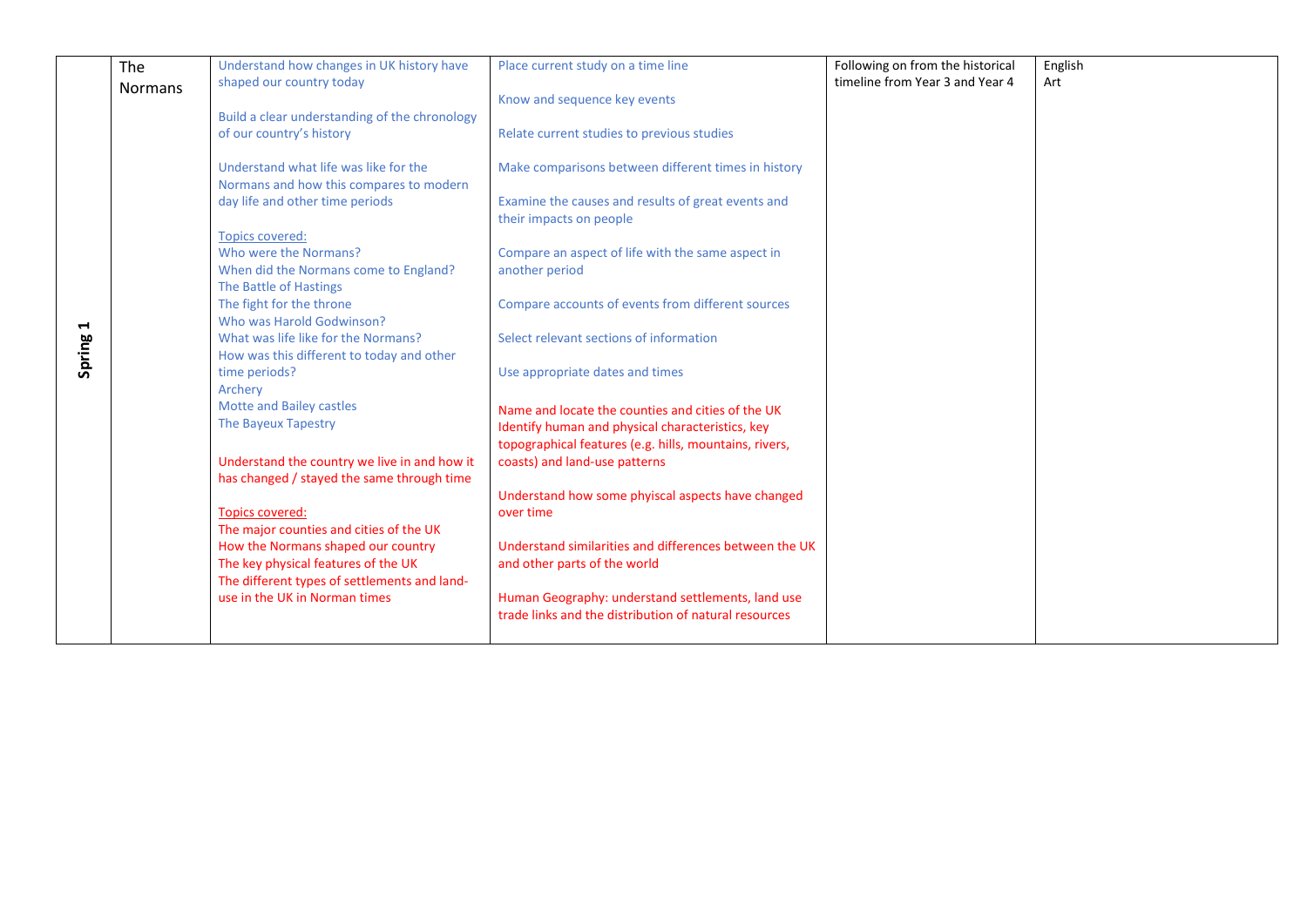| Spring 1 | The Normans | Understand how changes in UK history have shaped our country today<br><br>Build a clear understanding of the chronology of our country's history<br><br>Understand what life was like for the Normans and how this compares to modern day life and other time periods<br><br>Topics covered:<br>Who were the Normans?<br>When did the Normans come to England?<br>The Battle of Hastings<br>The fight for the throne<br>Who was Harold Godwinson?<br>What was life like for the Normans?<br>How was this different to today and other time periods?<br>Archery<br>Motte and Bailey castles<br>The Bayeux Tapestry<br><br>Understand the country we live in and how it has changed / stayed the same through time<br><br>Topics covered:<br>The major counties and cities of the UK<br>How the Normans shaped our country<br>The key physical features of the UK<br>The different types of settlements and land-use in the UK in Norman times | Place current study on a time line<br><br>Know and sequence key events<br><br>Relate current studies to previous studies<br><br>Make comparisons between different times in history<br><br>Examine the causes and results of great events and their impacts on people<br><br>Compare an aspect of life with the same aspect in another period<br><br>Compare accounts of events from different sources<br><br>Select relevant sections of information<br><br>Use appropriate dates and times<br><br>Name and locate the counties and cities of the UK<br>Identify human and physical characteristics, key topographical features (e.g. hills, mountains, rivers, coasts) and land-use patterns<br><br>Understand how some phyiscal aspects have changed over time<br><br>Understand similarities and differences between the UK and other parts of the world<br><br>Human Geography: understand settlements, land use trade links and the distribution of natural resources | Following on from the historical timeline from Year 3 and Year 4 | English<br>Art |
|---|---|---|---|---|---|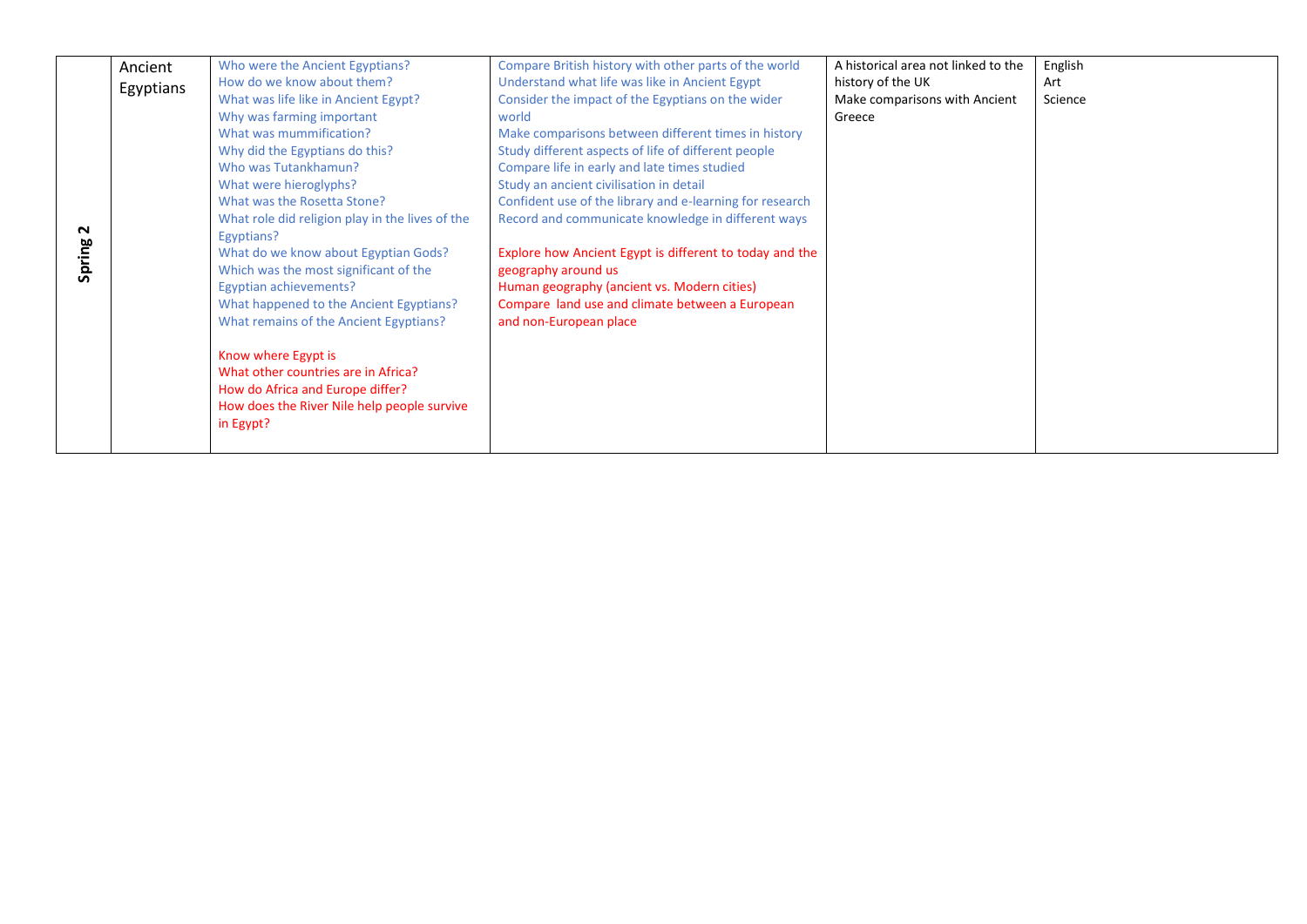| Spring 2 | Ancient Egyptians | Who were the Ancient Egyptians?<br>How do we know about them?<br>What was life like in Ancient Egypt?<br>Why was farming important<br>What was mummification?<br>Why did the Egyptians do this?<br>Who was Tutankhamun?<br>What were hieroglyphs?<br>What was the Rosetta Stone?<br>What role did religion play in the lives of the Egyptians?<br>What do we know about Egyptian Gods?<br>Which was the most significant of the Egyptian achievements?<br>What happened to the Ancient Egyptians?<br>What remains of the Ancient Egyptians?<br><br>Know where Egypt is<br>What other countries are in Africa?<br>How do Africa and Europe differ?<br>How does the River Nile help people survive in Egypt? | Compare British history with other parts of the world<br>Understand what life was like in Ancient Egypt<br>Consider the impact of the Egyptians on the wider world<br>Make comparisons between different times in history<br>Study different aspects of life of different people<br>Compare life in early and late times studied<br>Study an ancient civilisation in detail<br>Confident use of the library and e-learning for research<br>Record and communicate knowledge in different ways<br><br>Explore how Ancient Egypt is different to today and the geography around us<br>Human geography (ancient vs. Modern cities)<br>Compare land use and climate between a European and non-European place | A historical area not linked to the history of the UK<br>Make comparisons with Ancient Greece | English<br>Art<br>Science |
|---|---|---|---|---|---|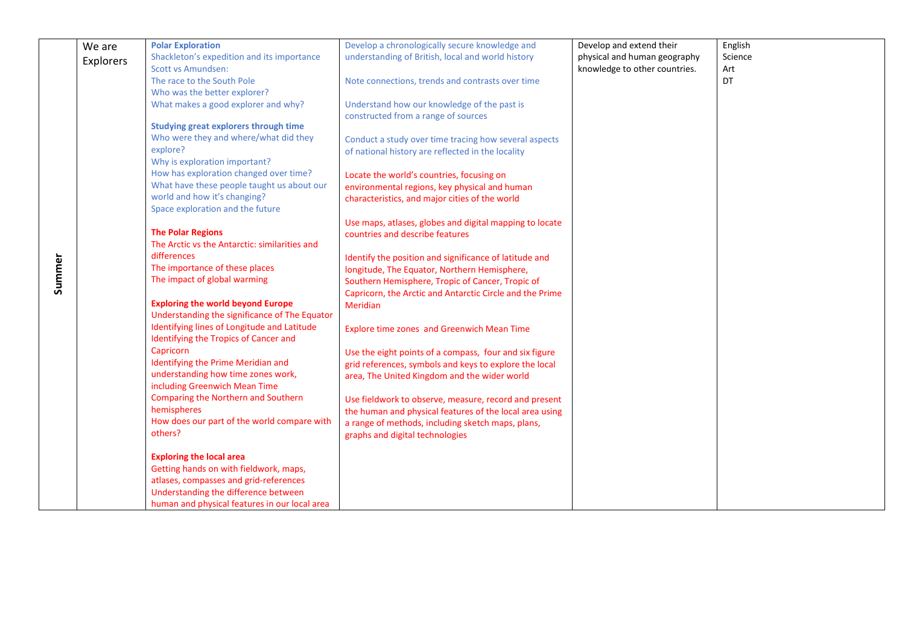| Summer | We are Explorers | **Polar Exploration**<br>Shackleton's expedition and its importance<br>Scott vs Amundsen:<br>The race to the South Pole<br>Who was the better explorer?<br>What makes a good explorer and why?<br><br>**Studying great explorers through time**<br>Who were they and where/what did they explore?<br>Why is exploration important?<br>How has exploration changed over time?<br>What have these people taught us about our world and how it's changing?<br>Space exploration and the future<br><br>**The Polar Regions**<br>The Arctic vs the Antarctic: similarities and differences<br>The importance of these places<br>The impact of global warming<br><br>**Exploring the world beyond Europe**<br>Understanding the significance of The Equator<br>Identifying lines of Longitude and Latitude<br>Identifying the Tropics of Cancer and Capricorn<br>Identifying the Prime Meridian and understanding how time zones work, including Greenwich Mean Time<br>Comparing the Northern and Southern hemispheres<br>How does our part of the world compare with others?<br><br>**Exploring the local area**<br>Getting hands on with fieldwork, maps, atlases, compasses and grid-references<br>Understanding the difference between human and physical features in our local area | Develop a chronologically secure knowledge and understanding of British, local and world history<br><br>Note connections, trends and contrasts over time<br><br>Understand how our knowledge of the past is constructed from a range of sources<br><br>Conduct a study over time tracing how several aspects of national history are reflected in the locality<br><br>Locate the world's countries, focusing on environmental regions, key physical and human characteristics, and major cities of the world<br><br>Use maps, atlases, globes and digital mapping to locate countries and describe features<br><br>Identify the position and significance of latitude and longitude, The Equator, Northern Hemisphere, Southern Hemisphere, Tropic of Cancer, Tropic of Capricorn, the Arctic and Antarctic Circle and the Prime Meridian<br><br>Explore time zones and Greenwich Mean Time<br><br>Use the eight points of a compass, four and six figure grid references, symbols and keys to explore the local area, The United Kingdom and the wider world<br><br>Use fieldwork to observe, measure, record and present the human and physical features of the local area using a range of methods, including sketch maps, plans, graphs and digital technologies | Develop and extend their physical and human geography knowledge to other countries. | English<br>Science<br>Art<br>DT |
|---|---|---|---|---|---|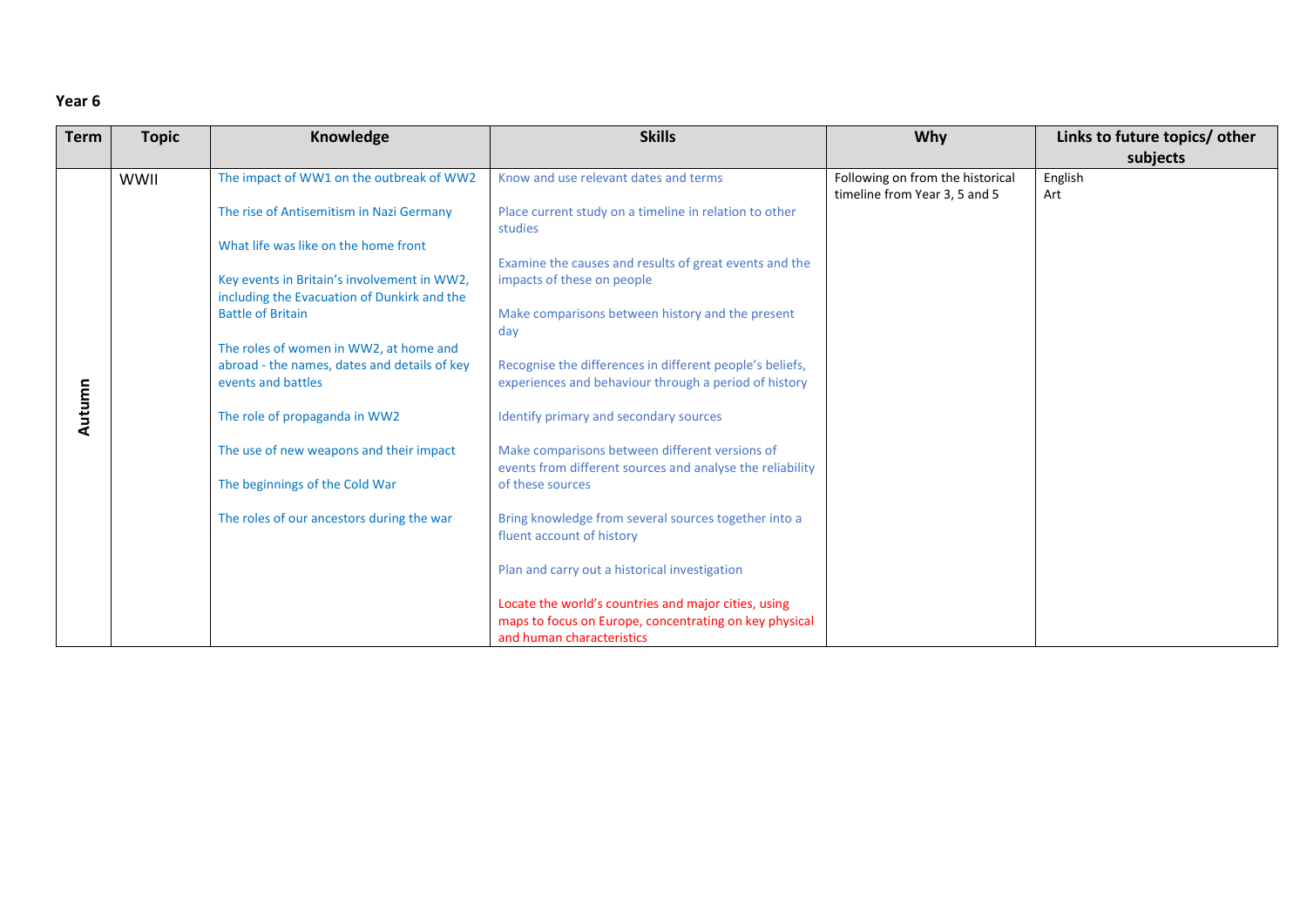**Year 6**

| Term | Topic | Knowledge | Skills | Why | Links to future topics/ other subjects |
|---|---|---|---|---|---|
| Autumn | WWII | The impact of WW1 on the outbreak of WW2<br><br>The rise of Antisemitism in Nazi Germany<br><br>What life was like on the home front<br><br>Key events in Britain's involvement in WW2, including the Evacuation of Dunkirk and the Battle of Britain<br><br>The roles of women in WW2, at home and abroad - the names, dates and details of key events and battles<br><br>The role of propaganda in WW2<br><br>The use of new weapons and their impact<br><br>The beginnings of the Cold War<br><br>The roles of our ancestors during the war | Know and use relevant dates and terms<br><br>Place current study on a timeline in relation to other studies<br><br>Examine the causes and results of great events and the impacts of these on people<br><br>Make comparisons between history and the present day<br><br>Recognise the differences in different people's beliefs, experiences and behaviour through a period of history<br><br>Identify primary and secondary sources<br><br>Make comparisons between different versions of events from different sources and analyse the reliability of these sources<br><br>Bring knowledge from several sources together into a fluent account of history<br><br>Plan and carry out a historical investigation<br><br>Locate the world's countries and major cities, using maps to focus on Europe, concentrating on key physical and human characteristics | Following on from the historical timeline from Year 3, 5 and 5 | English<br>Art |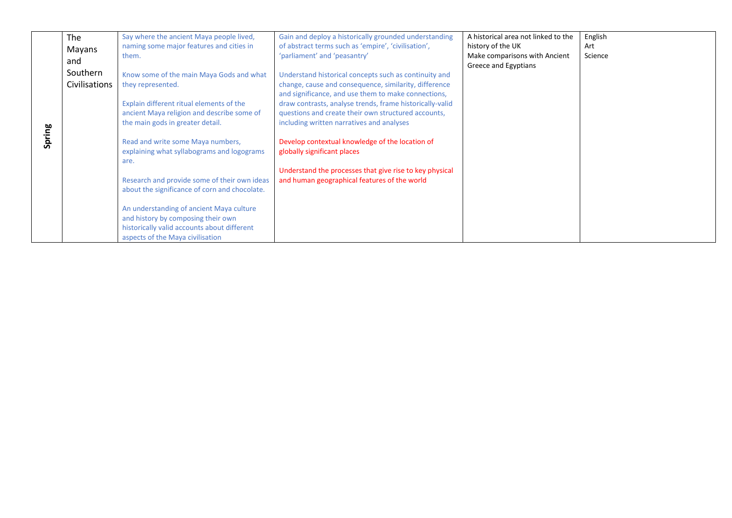| | | | | | |
|---|---|---|---|---|---|
| Spring | The Mayans and Southern Civilisations | Say where the ancient Maya people lived, naming some major features and cities in them.<br><br>Know some of the main Maya Gods and what they represented.<br><br>Explain different ritual elements of the ancient Maya religion and describe some of the main gods in greater detail.<br><br>Read and write some Maya numbers, explaining what syllabograms and logograms are.<br><br>Research and provide some of their own ideas about the significance of corn and chocolate.<br><br>An understanding of ancient Maya culture and history by composing their own historically valid accounts about different aspects of the Maya civilisation | Gain and deploy a historically grounded understanding of abstract terms such as 'empire', 'civilisation', 'parliament' and 'peasantry'<br><br>Understand historical concepts such as continuity and change, cause and consequence, similarity, difference and significance, and use them to make connections, draw contrasts, analyse trends, frame historically-valid questions and create their own structured accounts, including written narratives and analyses<br><br>Develop contextual knowledge of the location of globally significant places<br><br>Understand the processes that give rise to key physical and human geographical features of the world | A historical area not linked to the history of the UK<br>Make comparisons with Ancient Greece and Egyptians | English<br>Art<br>Science |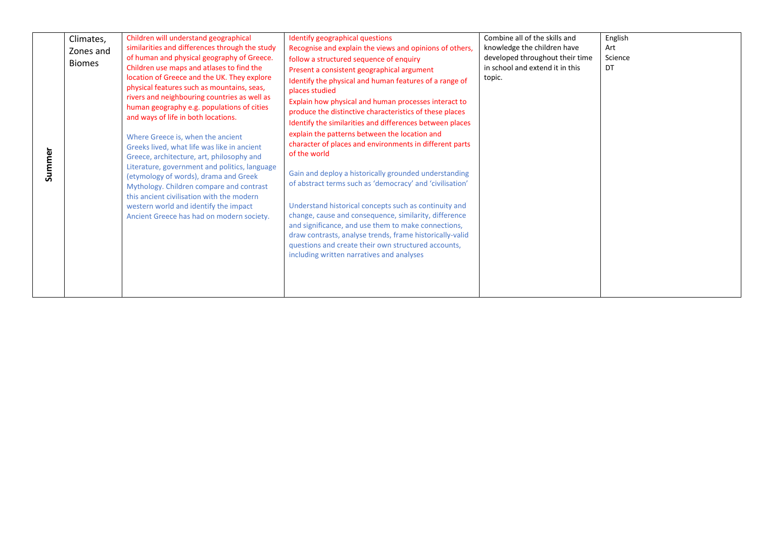| | | | | | |
|---|---|---|---|---|---|
| **Summer** | Climates, Zones and Biomes | Children will understand geographical similarities and differences through the study of human and physical geography of Greece. Children use maps and atlases to find the location of Greece and the UK. They explore physical features such as mountains, seas, rivers and neighbouring countries as well as human geography e.g. populations of cities and ways of life in both locations.<br><br>Where Greece is, when the ancient Greeks lived, what life was like in ancient Greece, architecture, art, philosophy and Literature, government and politics, language (etymology of words), drama and Greek Mythology. Children compare and contrast this ancient civilisation with the modern western world and identify the impact Ancient Greece has had on modern society. | Identify geographical questions<br>Recognise and explain the views and opinions of others, follow a structured sequence of enquiry<br>Present a consistent geographical argument<br>Identify the physical and human features of a range of places studied<br>Explain how physical and human processes interact to produce the distinctive characteristics of these places<br>Identify the similarities and differences between places<br>explain the patterns between the location and character of places and environments in different parts of the world<br><br>Gain and deploy a historically grounded understanding of abstract terms such as 'democracy' and 'civilisation'<br><br>Understand historical concepts such as continuity and change, cause and consequence, similarity, difference and significance, and use them to make connections, draw contrasts, analyse trends, frame historically-valid questions and create their own structured accounts, including written narratives and analyses | Combine all of the skills and knowledge the children have developed throughout their time in school and extend it in this topic. | English<br>Art<br>Science<br>DT |